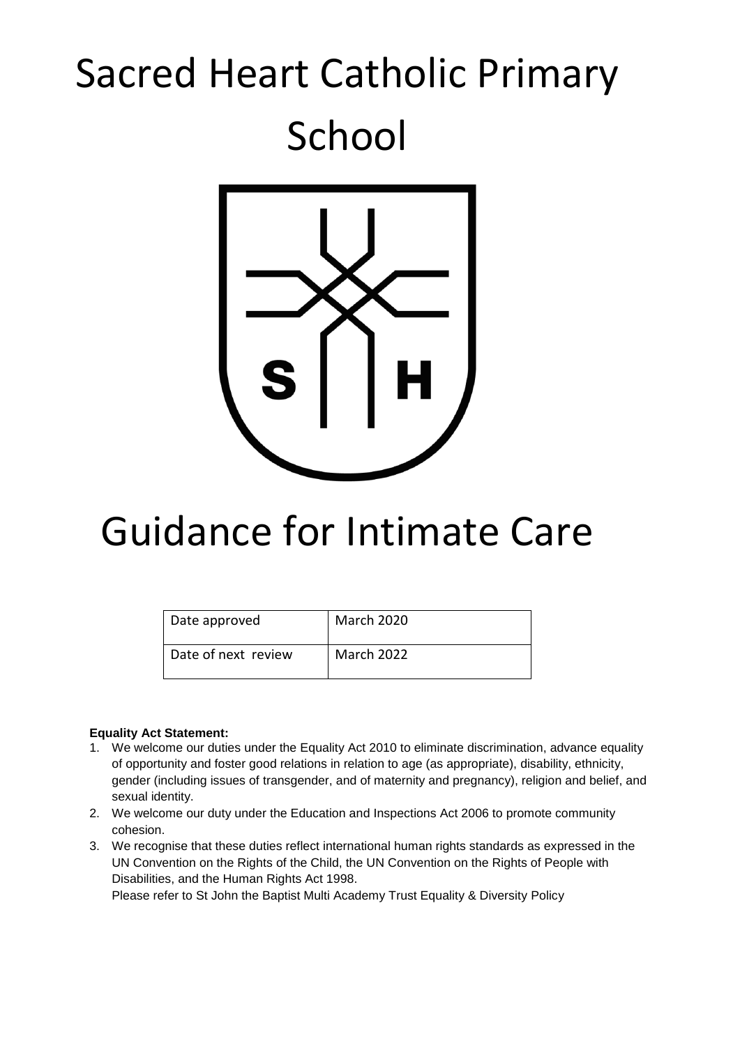# Sacred Heart Catholic Primary School

# Guidance for Intimate Care

| Date approved | March 2020 |
|---|---|
| Date of next review | March 2022 |

**Equality Act Statement:**

1. We welcome our duties under the Equality Act 2010 to eliminate discrimination, advance equality of opportunity and foster good relations in relation to age (as appropriate), disability, ethnicity, gender (including issues of transgender, and of maternity and pregnancy), religion and belief, and sexual identity.
2. We welcome our duty under the Education and Inspections Act 2006 to promote community cohesion.
3. We recognise that these duties reflect international human rights standards as expressed in the UN Convention on the Rights of the Child, the UN Convention on the Rights of People with Disabilities, and the Human Rights Act 1998.

   Please refer to St John the Baptist Multi Academy Trust Equality & Diversity Policy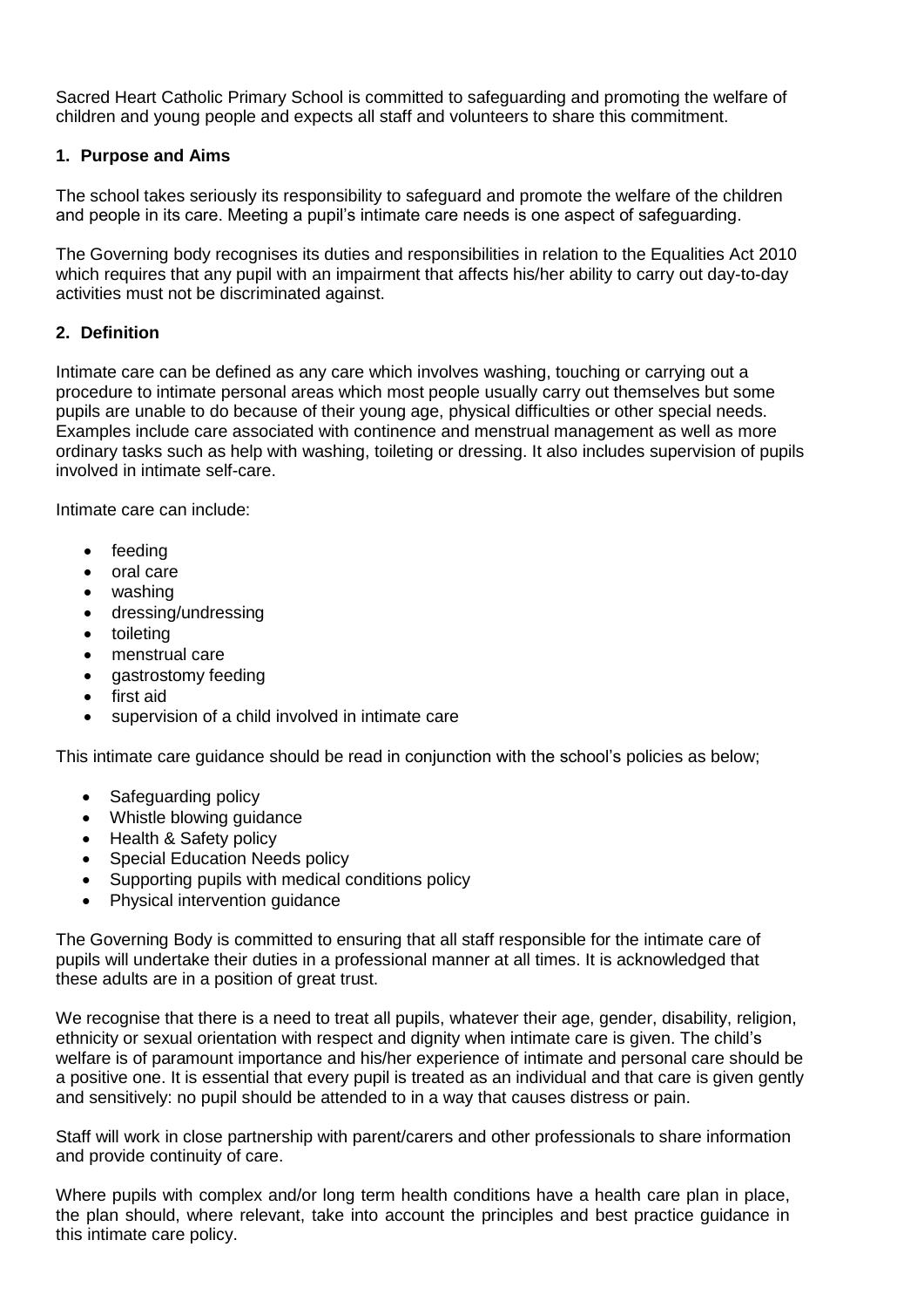Sacred Heart Catholic Primary School is committed to safeguarding and promoting the welfare of children and young people and expects all staff and volunteers to share this commitment.

### 1. Purpose and Aims

The school takes seriously its responsibility to safeguard and promote the welfare of the children and people in its care. Meeting a pupil's intimate care needs is one aspect of safeguarding.

The Governing body recognises its duties and responsibilities in relation to the Equalities Act 2010 which requires that any pupil with an impairment that affects his/her ability to carry out day-to-day activities must not be discriminated against.

### 2. Definition

Intimate care can be defined as any care which involves washing, touching or carrying out a procedure to intimate personal areas which most people usually carry out themselves but some pupils are unable to do because of their young age, physical difficulties or other special needs. Examples include care associated with continence and menstrual management as well as more ordinary tasks such as help with washing, toileting or dressing. It also includes supervision of pupils involved in intimate self-care.

Intimate care can include:

- feeding
- oral care
- washing
- dressing/undressing
- toileting
- menstrual care
- gastrostomy feeding
- first aid
- supervision of a child involved in intimate care

This intimate care guidance should be read in conjunction with the school's policies as below;

- Safeguarding policy
- Whistle blowing guidance
- Health & Safety policy
- Special Education Needs policy
- Supporting pupils with medical conditions policy
- Physical intervention guidance

The Governing Body is committed to ensuring that all staff responsible for the intimate care of pupils will undertake their duties in a professional manner at all times. It is acknowledged that these adults are in a position of great trust.

We recognise that there is a need to treat all pupils, whatever their age, gender, disability, religion, ethnicity or sexual orientation with respect and dignity when intimate care is given. The child's welfare is of paramount importance and his/her experience of intimate and personal care should be a positive one. It is essential that every pupil is treated as an individual and that care is given gently and sensitively: no pupil should be attended to in a way that causes distress or pain.

Staff will work in close partnership with parent/carers and other professionals to share information and provide continuity of care.

Where pupils with complex and/or long term health conditions have a health care plan in place, the plan should, where relevant, take into account the principles and best practice guidance in this intimate care policy.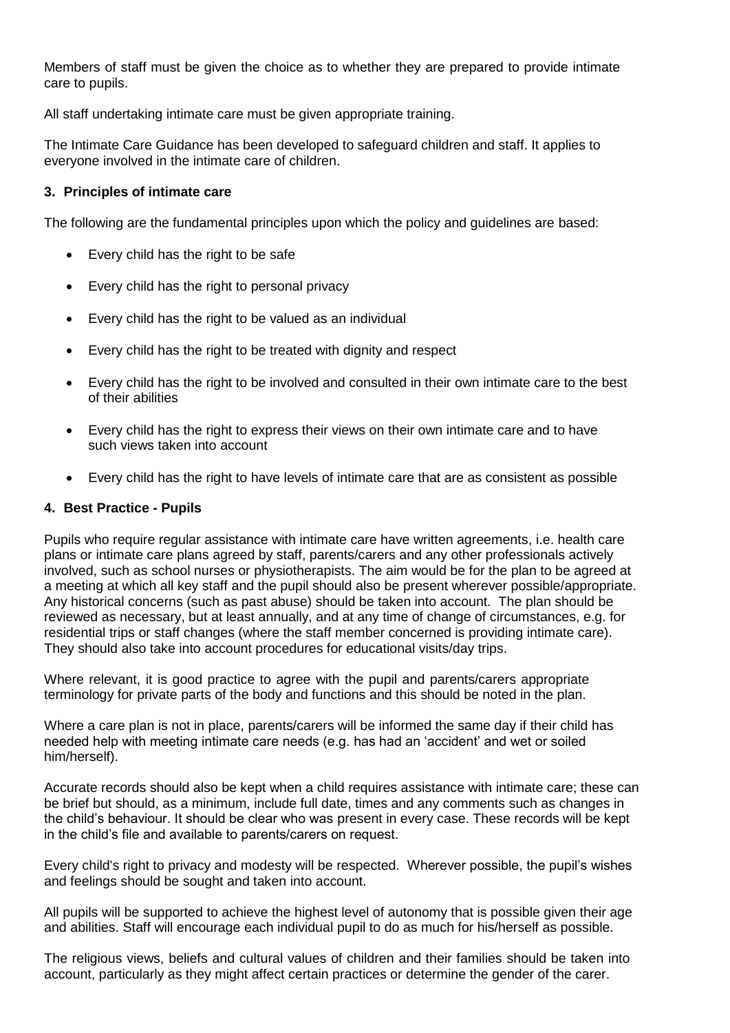Members of staff must be given the choice as to whether they are prepared to provide intimate care to pupils.

All staff undertaking intimate care must be given appropriate training.

The Intimate Care Guidance has been developed to safeguard children and staff. It applies to everyone involved in the intimate care of children.

### 3. Principles of intimate care

The following are the fundamental principles upon which the policy and guidelines are based:

- Every child has the right to be safe
- Every child has the right to personal privacy
- Every child has the right to be valued as an individual
- Every child has the right to be treated with dignity and respect
- Every child has the right to be involved and consulted in their own intimate care to the best of their abilities
- Every child has the right to express their views on their own intimate care and to have such views taken into account
- Every child has the right to have levels of intimate care that are as consistent as possible

### 4. Best Practice - Pupils

Pupils who require regular assistance with intimate care have written agreements, i.e. health care plans or intimate care plans agreed by staff, parents/carers and any other professionals actively involved, such as school nurses or physiotherapists. The aim would be for the plan to be agreed at a meeting at which all key staff and the pupil should also be present wherever possible/appropriate. Any historical concerns (such as past abuse) should be taken into account. The plan should be reviewed as necessary, but at least annually, and at any time of change of circumstances, e.g. for residential trips or staff changes (where the staff member concerned is providing intimate care). They should also take into account procedures for educational visits/day trips.

Where relevant, it is good practice to agree with the pupil and parents/carers appropriate terminology for private parts of the body and functions and this should be noted in the plan.

Where a care plan is not in place, parents/carers will be informed the same day if their child has needed help with meeting intimate care needs (e.g. has had an 'accident' and wet or soiled him/herself).

Accurate records should also be kept when a child requires assistance with intimate care; these can be brief but should, as a minimum, include full date, times and any comments such as changes in the child's behaviour. It should be clear who was present in every case. These records will be kept in the child's file and available to parents/carers on request.

Every child's right to privacy and modesty will be respected. Wherever possible, the pupil's wishes and feelings should be sought and taken into account.

All pupils will be supported to achieve the highest level of autonomy that is possible given their age and abilities. Staff will encourage each individual pupil to do as much for his/herself as possible.

The religious views, beliefs and cultural values of children and their families should be taken into account, particularly as they might affect certain practices or determine the gender of the carer.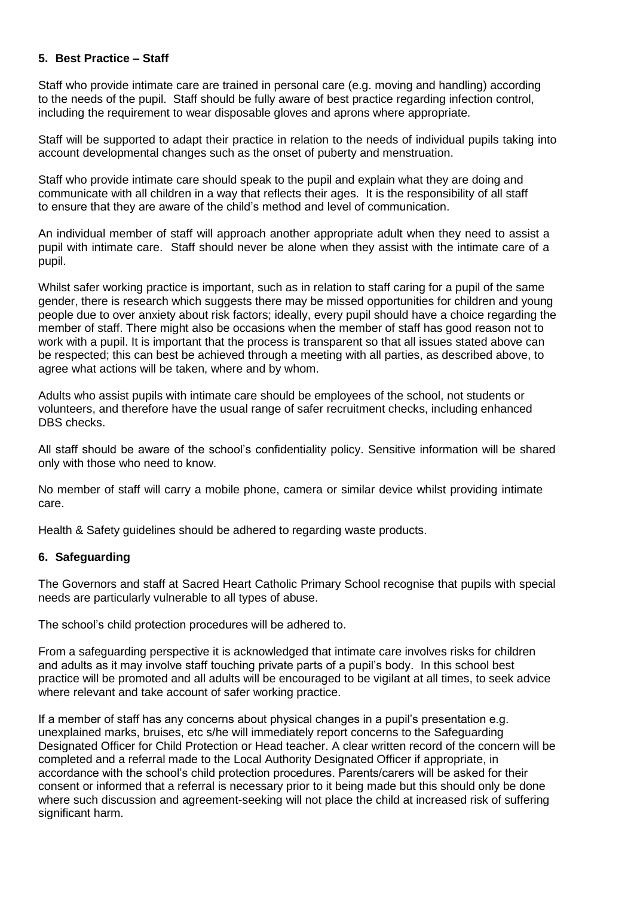## 5. Best Practice – Staff

Staff who provide intimate care are trained in personal care (e.g. moving and handling) according to the needs of the pupil. Staff should be fully aware of best practice regarding infection control, including the requirement to wear disposable gloves and aprons where appropriate.

Staff will be supported to adapt their practice in relation to the needs of individual pupils taking into account developmental changes such as the onset of puberty and menstruation.

Staff who provide intimate care should speak to the pupil and explain what they are doing and communicate with all children in a way that reflects their ages. It is the responsibility of all staff to ensure that they are aware of the child's method and level of communication.

An individual member of staff will approach another appropriate adult when they need to assist a pupil with intimate care. Staff should never be alone when they assist with the intimate care of a pupil.

Whilst safer working practice is important, such as in relation to staff caring for a pupil of the same gender, there is research which suggests there may be missed opportunities for children and young people due to over anxiety about risk factors; ideally, every pupil should have a choice regarding the member of staff. There might also be occasions when the member of staff has good reason not to work with a pupil. It is important that the process is transparent so that all issues stated above can be respected; this can best be achieved through a meeting with all parties, as described above, to agree what actions will be taken, where and by whom.

Adults who assist pupils with intimate care should be employees of the school, not students or volunteers, and therefore have the usual range of safer recruitment checks, including enhanced DBS checks.

All staff should be aware of the school's confidentiality policy. Sensitive information will be shared only with those who need to know.

No member of staff will carry a mobile phone, camera or similar device whilst providing intimate care.

Health & Safety guidelines should be adhered to regarding waste products.

## 6. Safeguarding

The Governors and staff at Sacred Heart Catholic Primary School recognise that pupils with special needs are particularly vulnerable to all types of abuse.

The school's child protection procedures will be adhered to.

From a safeguarding perspective it is acknowledged that intimate care involves risks for children and adults as it may involve staff touching private parts of a pupil's body. In this school best practice will be promoted and all adults will be encouraged to be vigilant at all times, to seek advice where relevant and take account of safer working practice.

If a member of staff has any concerns about physical changes in a pupil's presentation e.g. unexplained marks, bruises, etc s/he will immediately report concerns to the Safeguarding Designated Officer for Child Protection or Head teacher. A clear written record of the concern will be completed and a referral made to the Local Authority Designated Officer if appropriate, in accordance with the school's child protection procedures. Parents/carers will be asked for their consent or informed that a referral is necessary prior to it being made but this should only be done where such discussion and agreement-seeking will not place the child at increased risk of suffering significant harm.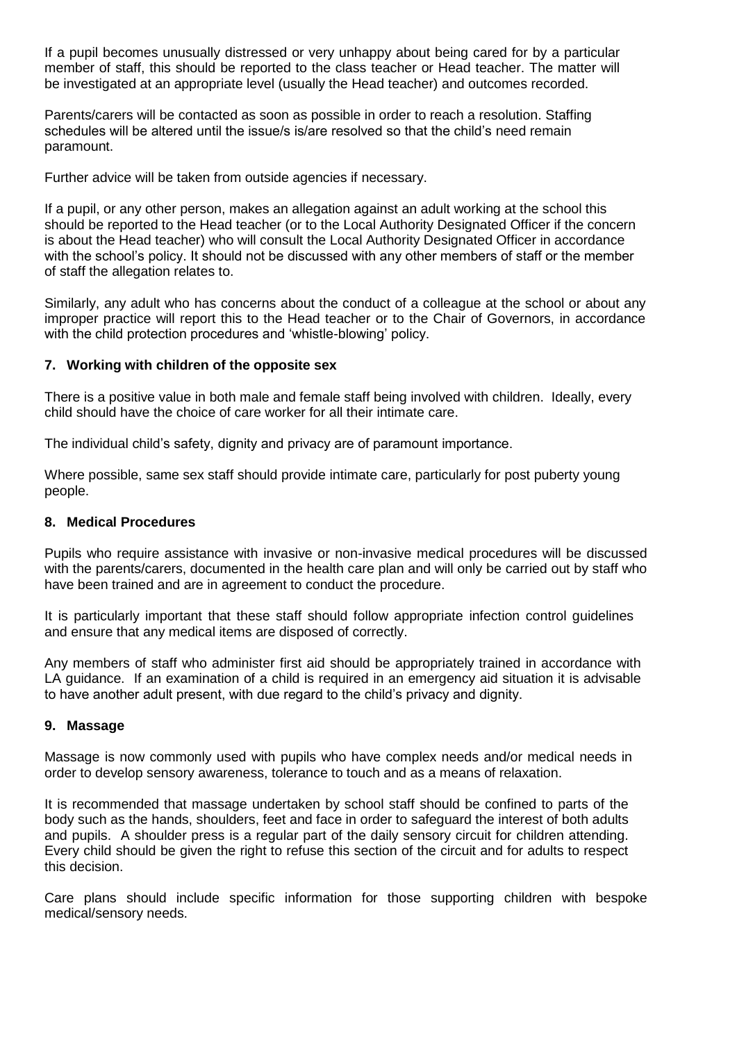If a pupil becomes unusually distressed or very unhappy about being cared for by a particular member of staff, this should be reported to the class teacher or Head teacher. The matter will be investigated at an appropriate level (usually the Head teacher) and outcomes recorded.

Parents/carers will be contacted as soon as possible in order to reach a resolution. Staffing schedules will be altered until the issue/s is/are resolved so that the child's need remain paramount.

Further advice will be taken from outside agencies if necessary.

If a pupil, or any other person, makes an allegation against an adult working at the school this should be reported to the Head teacher (or to the Local Authority Designated Officer if the concern is about the Head teacher) who will consult the Local Authority Designated Officer in accordance with the school's policy. It should not be discussed with any other members of staff or the member of staff the allegation relates to.

Similarly, any adult who has concerns about the conduct of a colleague at the school or about any improper practice will report this to the Head teacher or to the Chair of Governors, in accordance with the child protection procedures and 'whistle-blowing' policy.

### 7. Working with children of the opposite sex

There is a positive value in both male and female staff being involved with children. Ideally, every child should have the choice of care worker for all their intimate care.

The individual child's safety, dignity and privacy are of paramount importance.

Where possible, same sex staff should provide intimate care, particularly for post puberty young people.

### 8. Medical Procedures

Pupils who require assistance with invasive or non-invasive medical procedures will be discussed with the parents/carers, documented in the health care plan and will only be carried out by staff who have been trained and are in agreement to conduct the procedure.

It is particularly important that these staff should follow appropriate infection control guidelines and ensure that any medical items are disposed of correctly.

Any members of staff who administer first aid should be appropriately trained in accordance with LA guidance. If an examination of a child is required in an emergency aid situation it is advisable to have another adult present, with due regard to the child's privacy and dignity.

### 9. Massage

Massage is now commonly used with pupils who have complex needs and/or medical needs in order to develop sensory awareness, tolerance to touch and as a means of relaxation.

It is recommended that massage undertaken by school staff should be confined to parts of the body such as the hands, shoulders, feet and face in order to safeguard the interest of both adults and pupils. A shoulder press is a regular part of the daily sensory circuit for children attending. Every child should be given the right to refuse this section of the circuit and for adults to respect this decision.

Care plans should include specific information for those supporting children with bespoke medical/sensory needs.